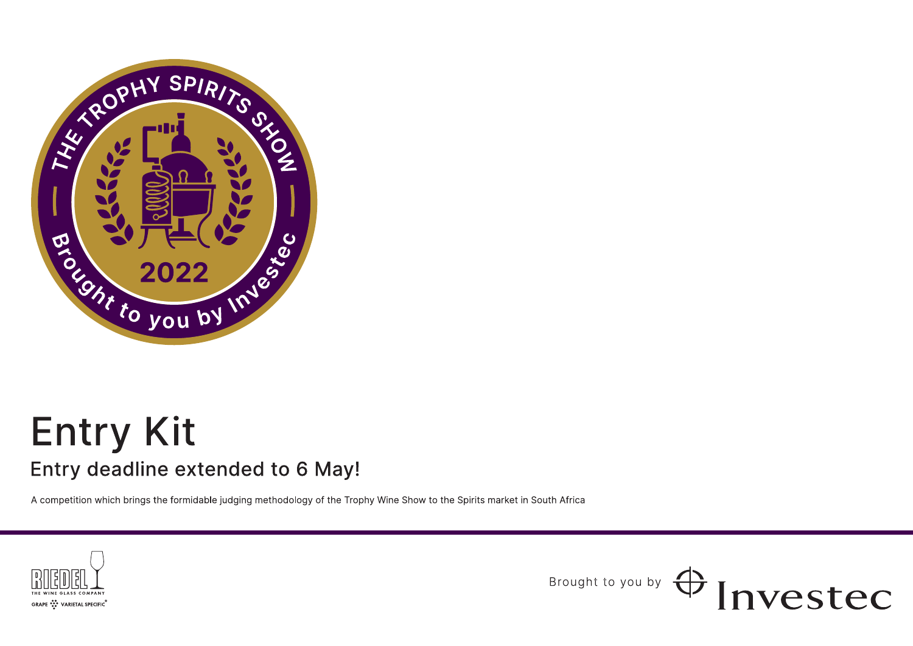THE TROPHY SPIRITS SHOW

2022

Brought to you by Investec

# Entry Kit

## Entry deadline extended to 6 May!

A competition which brings the formidable judging methodology of the Trophy Wine Show to the Spirits market in South Africa

RIEDEL THE WINE GLASS COMPANY GRAPE VARIETAL SPECIFIC®

Brought to you by Investec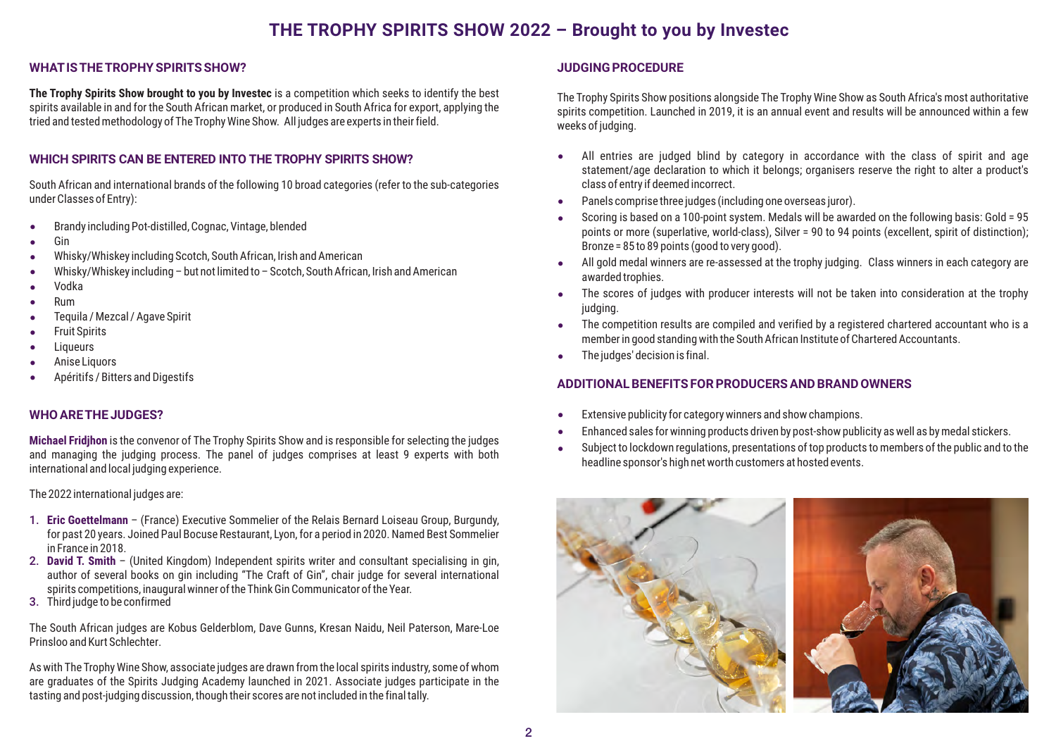# THE TROPHY SPIRITS SHOW 2022 – Brought to you by Investec

## WHAT IS THE TROPHY SPIRITS SHOW?

**The Trophy Spirits Show brought to you by Investec** is a competition which seeks to identify the best spirits available in and for the South African market, or produced in South Africa for export, applying the tried and tested methodology of The Trophy Wine Show. All judges are experts in their field.

## WHICH SPIRITS CAN BE ENTERED INTO THE TROPHY SPIRITS SHOW?

South African and international brands of the following 10 broad categories (refer to the sub-categories under Classes of Entry):

- Brandy including Pot-distilled, Cognac, Vintage, blended
- Gin
- Whisky/Whiskey including Scotch, South African, Irish and American
- Whisky/Whiskey including – but not limited to – Scotch, South African, Irish and American
- Vodka
- Rum
- Tequila / Mezcal / Agave Spirit
- Fruit Spirits
- Liqueurs
- Anise Liquors
- Apéritifs / Bitters and Digestifs

## WHO ARE THE JUDGES?

**Michael Fridjhon** is the convenor of The Trophy Spirits Show and is responsible for selecting the judges and managing the judging process. The panel of judges comprises at least 9 experts with both international and local judging experience.

The 2022 international judges are:

1. **Eric Goettelmann** – (France) Executive Sommelier of the Relais Bernard Loiseau Group, Burgundy, for past 20 years. Joined Paul Bocuse Restaurant, Lyon, for a period in 2020. Named Best Sommelier in France in 2018.
2. **David T. Smith** – (United Kingdom) Independent spirits writer and consultant specialising in gin, author of several books on gin including "The Craft of Gin", chair judge for several international spirits competitions, inaugural winner of the Think Gin Communicator of the Year.
3. Third judge to be confirmed

The South African judges are Kobus Gelderblom, Dave Gunns, Kresan Naidu, Neil Paterson, Mare-Loe Prinsloo and Kurt Schlechter.

As with The Trophy Wine Show, associate judges are drawn from the local spirits industry, some of whom are graduates of the Spirits Judging Academy launched in 2021. Associate judges participate in the tasting and post-judging discussion, though their scores are not included in the final tally.

## JUDGING PROCEDURE

The Trophy Spirits Show positions alongside The Trophy Wine Show as South Africa's most authoritative spirits competition. Launched in 2019, it is an annual event and results will be announced within a few weeks of judging.

- All entries are judged blind by category in accordance with the class of spirit and age statement/age declaration to which it belongs; organisers reserve the right to alter a product's class of entry if deemed incorrect.
- Panels comprise three judges (including one overseas juror).
- Scoring is based on a 100-point system. Medals will be awarded on the following basis: Gold = 95 points or more (superlative, world-class), Silver = 90 to 94 points (excellent, spirit of distinction); Bronze = 85 to 89 points (good to very good).
- All gold medal winners are re-assessed at the trophy judging. Class winners in each category are awarded trophies.
- The scores of judges with producer interests will not be taken into consideration at the trophy judging.
- The competition results are compiled and verified by a registered chartered accountant who is a member in good standing with the South African Institute of Chartered Accountants.
- The judges' decision is final.

## ADDITIONAL BENEFITS FOR PRODUCERS AND BRAND OWNERS

- Extensive publicity for category winners and show champions.
- Enhanced sales for winning products driven by post-show publicity as well as by medal stickers.
- Subject to lockdown regulations, presentations of top products to members of the public and to the headline sponsor's high net worth customers at hosted events.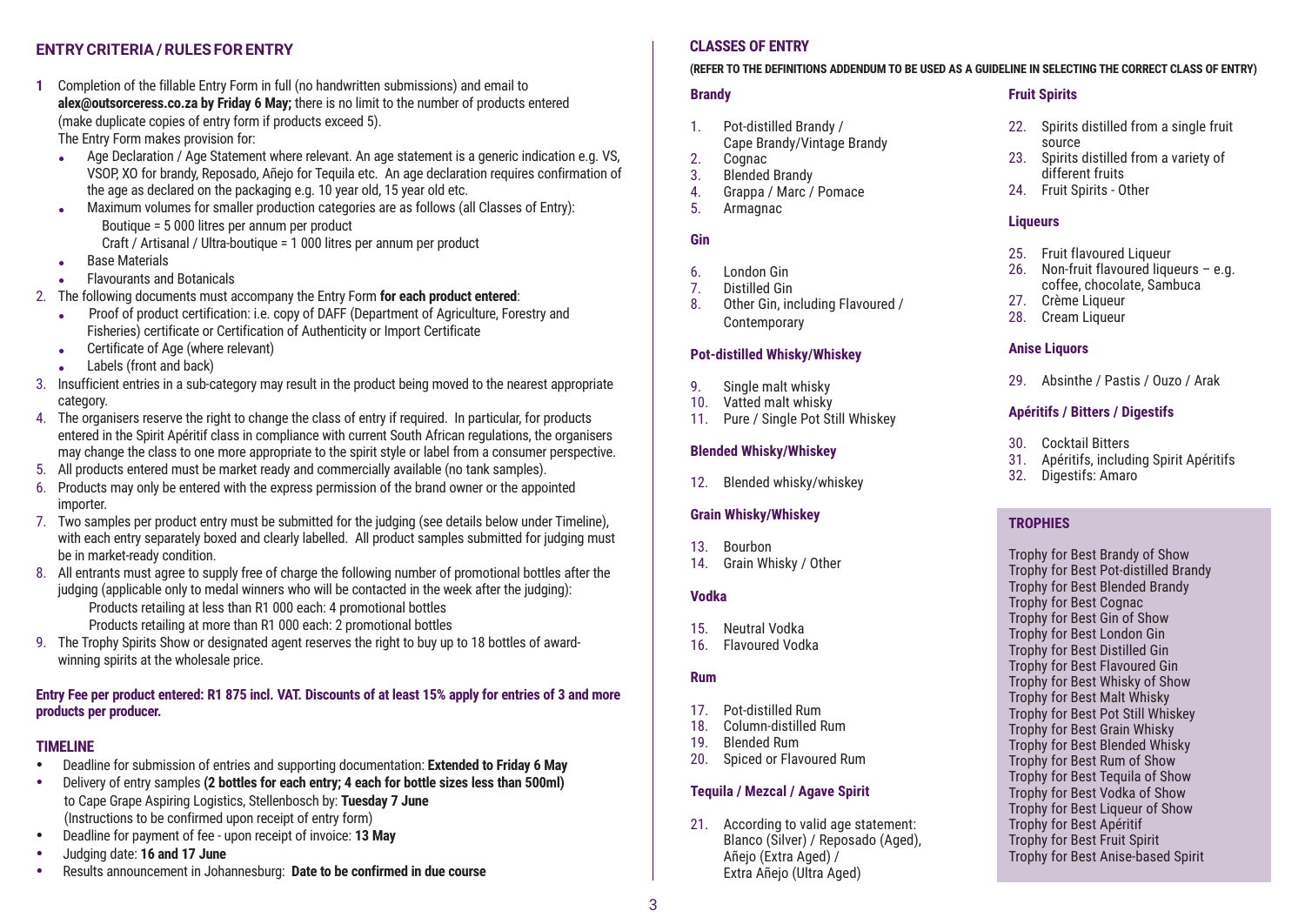## ENTRY CRITERIA / RULES FOR ENTRY

1. Completion of the fillable Entry Form in full (no handwritten submissions) and email to **alex@outsorceress.co.za by Friday 6 May;** there is no limit to the number of products entered (make duplicate copies of entry form if products exceed 5).
   The Entry Form makes provision for:
   - Age Declaration / Age Statement where relevant. An age statement is a generic indication e.g. VS, VSOP, XO for brandy, Reposado, Añejo for Tequila etc. An age declaration requires confirmation of the age as declared on the packaging e.g. 10 year old, 15 year old etc.
   - Maximum volumes for smaller production categories are as follows (all Classes of Entry):
     Boutique = 5 000 litres per annum per product
     Craft / Artisanal / Ultra-boutique = 1 000 litres per annum per product
   - Base Materials
   - Flavourants and Botanicals
2. The following documents must accompany the Entry Form **for each product entered**:
   - Proof of product certification: i.e. copy of DAFF (Department of Agriculture, Forestry and Fisheries) certificate or Certification of Authenticity or Import Certificate
   - Certificate of Age (where relevant)
   - Labels (front and back)
3. Insufficient entries in a sub-category may result in the product being moved to the nearest appropriate category.
4. The organisers reserve the right to change the class of entry if required. In particular, for products entered in the Spirit Apéritif class in compliance with current South African regulations, the organisers may change the class to one more appropriate to the spirit style or label from a consumer perspective.
5. All products entered must be market ready and commercially available (no tank samples).
6. Products may only be entered with the express permission of the brand owner or the appointed importer.
7. Two samples per product entry must be submitted for the judging (see details below under Timeline), with each entry separately boxed and clearly labelled. All product samples submitted for judging must be in market-ready condition.
8. All entrants must agree to supply free of charge the following number of promotional bottles after the judging (applicable only to medal winners who will be contacted in the week after the judging):
   Products retailing at less than R1 000 each: 4 promotional bottles
   Products retailing at more than R1 000 each: 2 promotional bottles
9. The Trophy Spirits Show or designated agent reserves the right to buy up to 18 bottles of award-winning spirits at the wholesale price.

**Entry Fee per product entered: R1 875 incl. VAT. Discounts of at least 15% apply for entries of 3 and more products per producer.**

## TIMELINE

- Deadline for submission of entries and supporting documentation: **Extended to Friday 6 May**
- Delivery of entry samples **(2 bottles for each entry; 4 each for bottle sizes less than 500ml)** to Cape Grape Aspiring Logistics, Stellenbosch by: **Tuesday 7 June**
  (Instructions to be confirmed upon receipt of entry form)
- Deadline for payment of fee - upon receipt of invoice: **13 May**
- Judging date: **16 and 17 June**
- Results announcement in Johannesburg: **Date to be confirmed in due course**

## CLASSES OF ENTRY

**(REFER TO THE DEFINITIONS ADDENDUM TO BE USED AS A GUIDELINE IN SELECTING THE CORRECT CLASS OF ENTRY)**

### Brandy

1. Pot-distilled Brandy / Cape Brandy/Vintage Brandy
2. Cognac
3. Blended Brandy
4. Grappa / Marc / Pomace
5. Armagnac

### Gin

6. London Gin
7. Distilled Gin
8. Other Gin, including Flavoured / Contemporary

### Pot-distilled Whisky/Whiskey

9. Single malt whisky
10. Vatted malt whisky
11. Pure / Single Pot Still Whiskey

### Blended Whisky/Whiskey

12. Blended whisky/whiskey

### Grain Whisky/Whiskey

13. Bourbon
14. Grain Whisky / Other

### Vodka

15. Neutral Vodka
16. Flavoured Vodka

### Rum

17. Pot-distilled Rum
18. Column-distilled Rum
19. Blended Rum
20. Spiced or Flavoured Rum

### Tequila / Mezcal / Agave Spirit

21. According to valid age statement: Blanco (Silver) / Reposado (Aged), Añejo (Extra Aged) / Extra Añejo (Ultra Aged)

### Fruit Spirits

22. Spirits distilled from a single fruit source
23. Spirits distilled from a variety of different fruits
24. Fruit Spirits - Other

### Liqueurs

25. Fruit flavoured Liqueur
26. Non-fruit flavoured liqueurs – e.g. coffee, chocolate, Sambuca
27. Crème Liqueur
28. Cream Liqueur

### Anise Liquors

29. Absinthe / Pastis / Ouzo / Arak

### Apéritifs / Bitters / Digestifs

30. Cocktail Bitters
31. Apéritifs, including Spirit Apéritifs
32. Digestifs: Amaro

## TROPHIES

Trophy for Best Brandy of Show
Trophy for Best Pot-distilled Brandy
Trophy for Best Blended Brandy
Trophy for Best Cognac
Trophy for Best Gin of Show
Trophy for Best London Gin
Trophy for Best Distilled Gin
Trophy for Best Flavoured Gin
Trophy for Best Whisky of Show
Trophy for Best Malt Whisky
Trophy for Best Pot Still Whiskey
Trophy for Best Grain Whisky
Trophy for Best Blended Whisky
Trophy for Best Rum of Show
Trophy for Best Tequila of Show
Trophy for Best Vodka of Show
Trophy for Best Liqueur of Show
Trophy for Best Apéritif
Trophy for Best Fruit Spirit
Trophy for Best Anise-based Spirit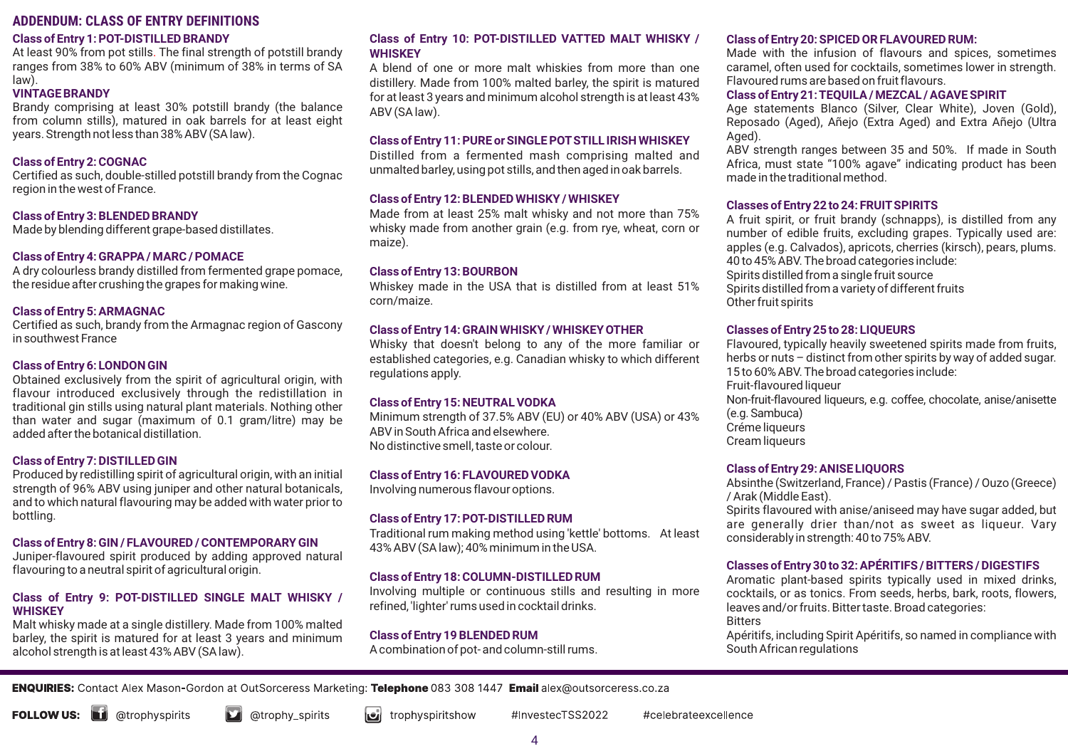## ADDENDUM: CLASS OF ENTRY DEFINITIONS

### Class of Entry 1: POT-DISTILLED BRANDY

At least 90% from pot stills. The final strength of potstill brandy ranges from 38% to 60% ABV (minimum of 38% in terms of SA law).

### VINTAGE BRANDY

Brandy comprising at least 30% potstill brandy (the balance from column stills), matured in oak barrels for at least eight years. Strength not less than 38% ABV (SA law).

### Class of Entry 2: COGNAC

Certified as such, double-stilled potstill brandy from the Cognac region in the west of France.

### Class of Entry 3: BLENDED BRANDY

Made by blending different grape-based distillates.

### Class of Entry 4: GRAPPA / MARC / POMACE

A dry colourless brandy distilled from fermented grape pomace, the residue after crushing the grapes for making wine.

### Class of Entry 5: ARMAGNAC

Certified as such, brandy from the Armagnac region of Gascony in southwest France

### Class of Entry 6: LONDON GIN

Obtained exclusively from the spirit of agricultural origin, with flavour introduced exclusively through the redistillation in traditional gin stills using natural plant materials. Nothing other than water and sugar (maximum of 0.1 gram/litre) may be added after the botanical distillation.

### Class of Entry 7: DISTILLED GIN

Produced by redistilling spirit of agricultural origin, with an initial strength of 96% ABV using juniper and other natural botanicals, and to which natural flavouring may be added with water prior to bottling.

### Class of Entry 8: GIN / FLAVOURED / CONTEMPORARY GIN

Juniper-flavoured spirit produced by adding approved natural flavouring to a neutral spirit of agricultural origin.

### Class of Entry 9: POT-DISTILLED SINGLE MALT WHISKY / WHISKEY

Malt whisky made at a single distillery. Made from 100% malted barley, the spirit is matured for at least 3 years and minimum alcohol strength is at least 43% ABV (SA law).

### Class of Entry 10: POT-DISTILLED VATTED MALT WHISKY / WHISKEY

A blend of one or more malt whiskies from more than one distillery. Made from 100% malted barley, the spirit is matured for at least 3 years and minimum alcohol strength is at least 43% ABV (SA law).

### Class of Entry 11: PURE or SINGLE POT STILL IRISH WHISKEY

Distilled from a fermented mash comprising malted and unmalted barley, using pot stills, and then aged in oak barrels.

### Class of Entry 12: BLENDED WHISKY / WHISKEY

Made from at least 25% malt whisky and not more than 75% whisky made from another grain (e.g. from rye, wheat, corn or maize).

### Class of Entry 13: BOURBON

Whiskey made in the USA that is distilled from at least 51% corn/maize.

### Class of Entry 14: GRAIN WHISKY / WHISKEY OTHER

Whisky that doesn't belong to any of the more familiar or established categories, e.g. Canadian whisky to which different regulations apply.

### Class of Entry 15: NEUTRAL VODKA

Minimum strength of 37.5% ABV (EU) or 40% ABV (USA) or 43% ABV in South Africa and elsewhere.
No distinctive smell, taste or colour.

### Class of Entry 16: FLAVOURED VODKA

Involving numerous flavour options.

### Class of Entry 17: POT-DISTILLED RUM

Traditional rum making method using 'kettle' bottoms. At least 43% ABV (SA law); 40% minimum in the USA.

### Class of Entry 18: COLUMN-DISTILLED RUM

Involving multiple or continuous stills and resulting in more refined, 'lighter' rums used in cocktail drinks.

### Class of Entry 19 BLENDED RUM

A combination of pot- and column-still rums.

### Class of Entry 20: SPICED OR FLAVOURED RUM:

Made with the infusion of flavours and spices, sometimes caramel, often used for cocktails, sometimes lower in strength. Flavoured rums are based on fruit flavours.

### Class of Entry 21: TEQUILA / MEZCAL / AGAVE SPIRIT

Age statements Blanco (Silver, Clear White), Joven (Gold), Reposado (Aged), Añejo (Extra Aged) and Extra Añejo (Ultra Aged).
ABV strength ranges between 35 and 50%. If made in South Africa, must state "100% agave" indicating product has been made in the traditional method.

### Classes of Entry 22 to 24: FRUIT SPIRITS

A fruit spirit, or fruit brandy (schnapps), is distilled from any number of edible fruits, excluding grapes. Typically used are: apples (e.g. Calvados), apricots, cherries (kirsch), pears, plums. 40 to 45% ABV. The broad categories include:
Spirits distilled from a single fruit source
Spirits distilled from a variety of different fruits
Other fruit spirits

### Classes of Entry 25 to 28: LIQUEURS

Flavoured, typically heavily sweetened spirits made from fruits, herbs or nuts – distinct from other spirits by way of added sugar. 15 to 60% ABV. The broad categories include:
Fruit-flavoured liqueur
Non-fruit-flavoured liqueurs, e.g. coffee, chocolate, anise/anisette (e.g. Sambuca)
Créme liqueurs
Cream liqueurs

### Class of Entry 29: ANISE LIQUORS

Absinthe (Switzerland, France) / Pastis (France) / Ouzo (Greece) / Arak (Middle East).
Spirits flavoured with anise/aniseed may have sugar added, but are generally drier than/not as sweet as liqueur. Vary considerably in strength: 40 to 75% ABV.

### Classes of Entry 30 to 32: APÉRITIFS / BITTERS / DIGESTIFS

Aromatic plant-based spirits typically used in mixed drinks, cocktails, or as tonics. From seeds, herbs, bark, roots, flowers, leaves and/or fruits. Bitter taste. Broad categories:
Bitters
Apéritifs, including Spirit Apéritifs, so named in compliance with South African regulations

**ENQUIRIES:** Contact Alex Mason-Gordon at OutSorceress Marketing: **Telephone** 083 308 1447 **Email** alex@outsorceress.co.za

**FOLLOW US:** @trophyspirits @trophy_spirits trophyspiritshow #InvestecTSS2022 #celebrateexcellence